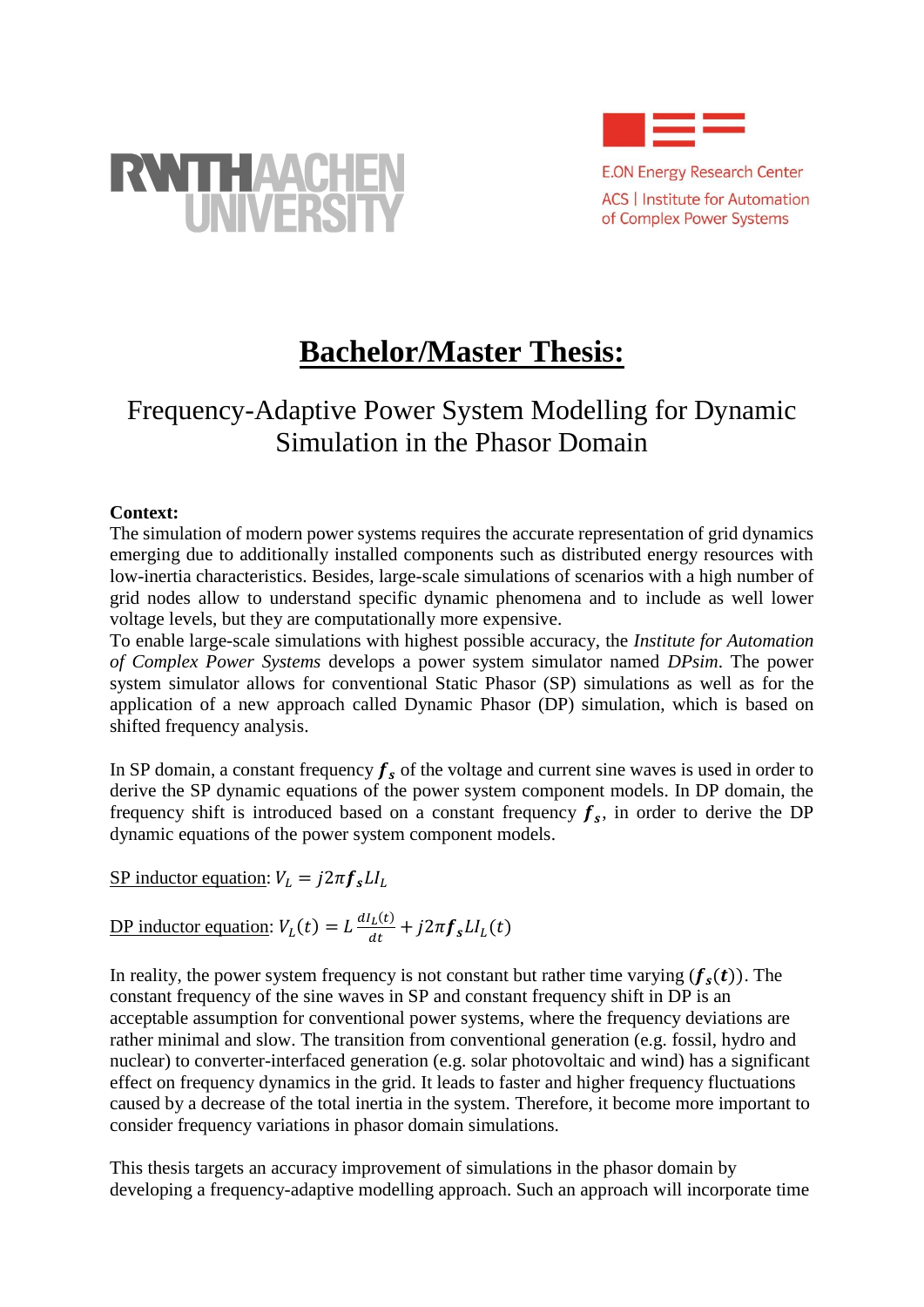RWTH AACHEN UNIVERSITY

E.ON Energy Research Center
ACS | Institute for Automation of Complex Power Systems

# Bachelor/Master Thesis:

## Frequency-Adaptive Power System Modelling for Dynamic Simulation in the Phasor Domain

**Context:**

The simulation of modern power systems requires the accurate representation of grid dynamics emerging due to additionally installed components such as distributed energy resources with low-inertia characteristics. Besides, large-scale simulations of scenarios with a high number of grid nodes allow to understand specific dynamic phenomena and to include as well lower voltage levels, but they are computationally more expensive.

To enable large-scale simulations with highest possible accuracy, the *Institute for Automation of Complex Power Systems* develops a power system simulator named *DPsim*. The power system simulator allows for conventional Static Phasor (SP) simulations as well as for the application of a new approach called Dynamic Phasor (DP) simulation, which is based on shifted frequency analysis.

In SP domain, a constant frequency $\boldsymbol{f_s}$ of the voltage and current sine waves is used in order to derive the SP dynamic equations of the power system component models. In DP domain, the frequency shift is introduced based on a constant frequency $\boldsymbol{f_s}$, in order to derive the DP dynamic equations of the power system component models.

SP inductor equation: $V_L = j2\pi \boldsymbol{f_s} L I_L$

DP inductor equation: $V_L(t) = L\frac{dI_L(t)}{dt} + j2\pi \boldsymbol{f_s} L I_L(t)$

In reality, the power system frequency is not constant but rather time varying ($\boldsymbol{f_s(t)}$). The constant frequency of the sine waves in SP and constant frequency shift in DP is an acceptable assumption for conventional power systems, where the frequency deviations are rather minimal and slow. The transition from conventional generation (e.g. fossil, hydro and nuclear) to converter-interfaced generation (e.g. solar photovoltaic and wind) has a significant effect on frequency dynamics in the grid. It leads to faster and higher frequency fluctuations caused by a decrease of the total inertia in the system. Therefore, it become more important to consider frequency variations in phasor domain simulations.

This thesis targets an accuracy improvement of simulations in the phasor domain by developing a frequency-adaptive modelling approach. Such an approach will incorporate time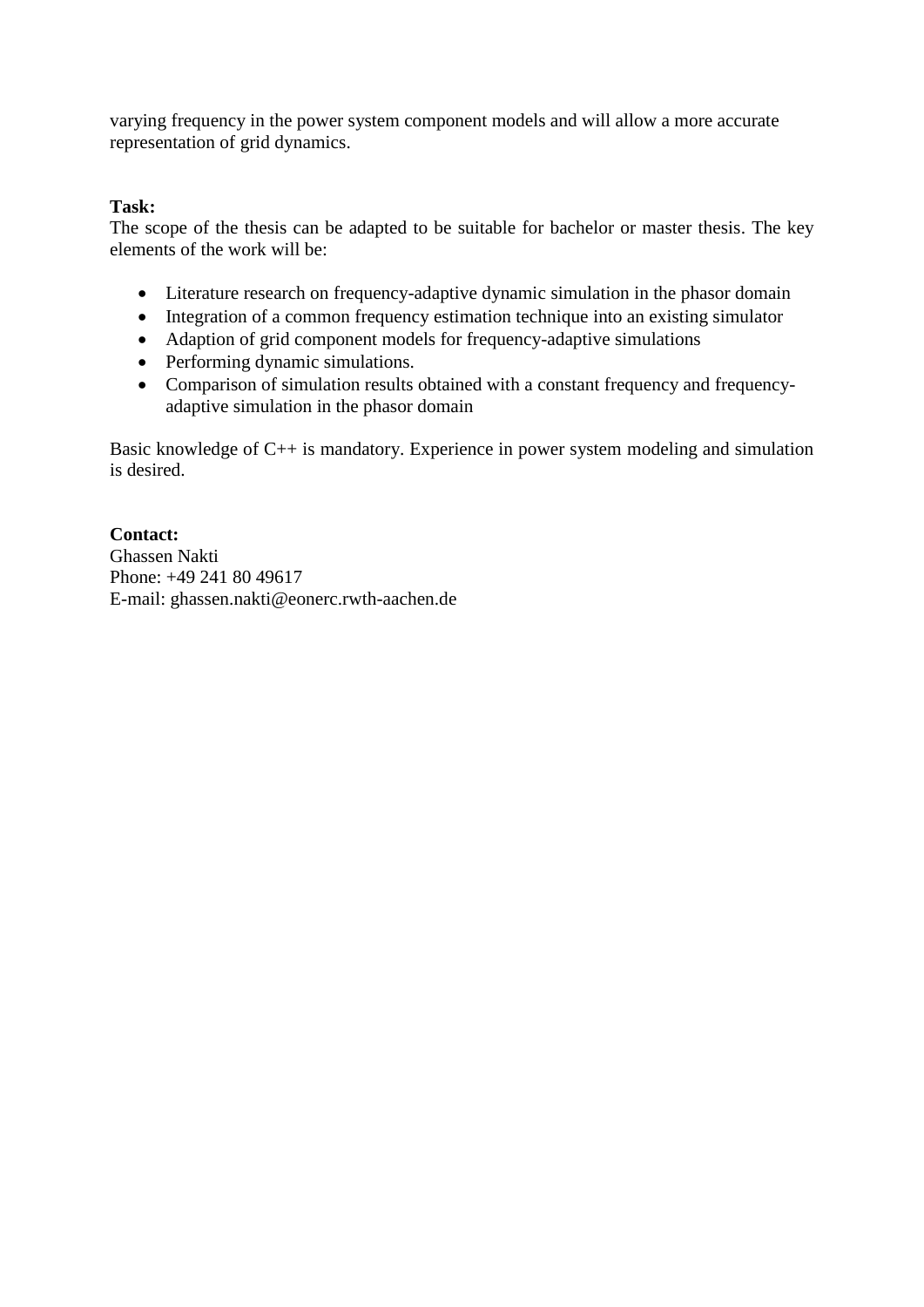varying frequency in the power system component models and will allow a more accurate representation of grid dynamics.

**Task:**
The scope of the thesis can be adapted to be suitable for bachelor or master thesis. The key elements of the work will be:

- Literature research on frequency-adaptive dynamic simulation in the phasor domain
- Integration of a common frequency estimation technique into an existing simulator
- Adaption of grid component models for frequency-adaptive simulations
- Performing dynamic simulations.
- Comparison of simulation results obtained with a constant frequency and frequency-adaptive simulation in the phasor domain

Basic knowledge of C++ is mandatory. Experience in power system modeling and simulation is desired.

**Contact:**
Ghassen Nakti
Phone: +49 241 80 49617
E-mail: ghassen.nakti@eonerc.rwth-aachen.de